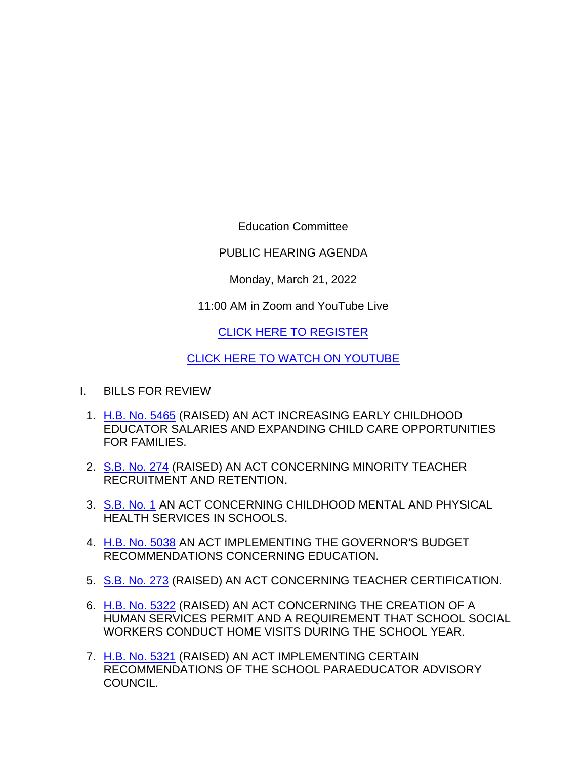Education Committee

PUBLIC HEARING AGENDA

Monday, March 21, 2022

11:00 AM in Zoom and YouTube Live

CLICK HERE TO REGISTER

CLICK HERE TO WATCH ON YOUTUBE

I. BILLS FOR REVIEW

1. H.B. No. 5465 (RAISED) AN ACT INCREASING EARLY CHILDHOOD EDUCATOR SALARIES AND EXPANDING CHILD CARE OPPORTUNITIES FOR FAMILIES.
2. S.B. No. 274 (RAISED) AN ACT CONCERNING MINORITY TEACHER RECRUITMENT AND RETENTION.
3. S.B. No. 1 AN ACT CONCERNING CHILDHOOD MENTAL AND PHYSICAL HEALTH SERVICES IN SCHOOLS.
4. H.B. No. 5038 AN ACT IMPLEMENTING THE GOVERNOR'S BUDGET RECOMMENDATIONS CONCERNING EDUCATION.
5. S.B. No. 273 (RAISED) AN ACT CONCERNING TEACHER CERTIFICATION.
6. H.B. No. 5322 (RAISED) AN ACT CONCERNING THE CREATION OF A HUMAN SERVICES PERMIT AND A REQUIREMENT THAT SCHOOL SOCIAL WORKERS CONDUCT HOME VISITS DURING THE SCHOOL YEAR.
7. H.B. No. 5321 (RAISED) AN ACT IMPLEMENTING CERTAIN RECOMMENDATIONS OF THE SCHOOL PARAEDUCATOR ADVISORY COUNCIL.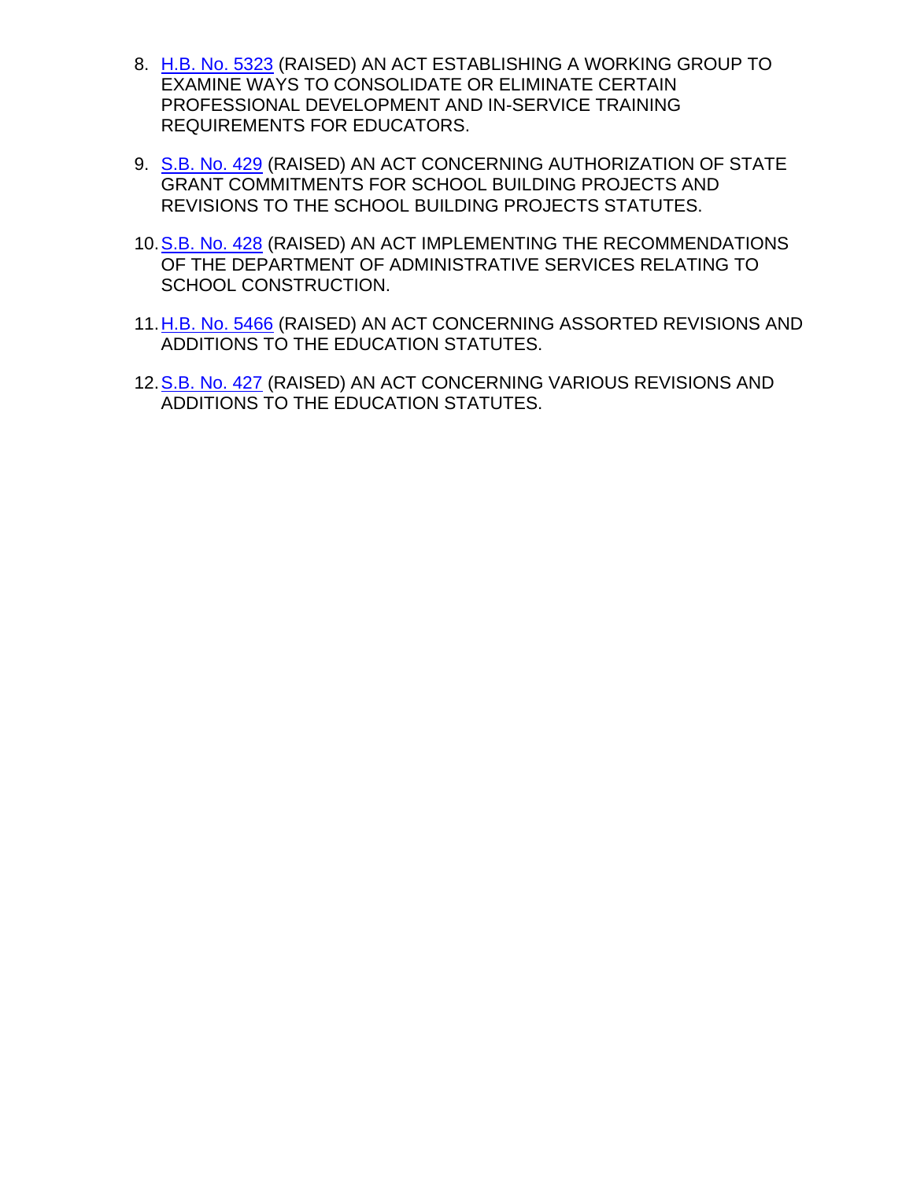8. H.B. No. 5323 (RAISED) AN ACT ESTABLISHING A WORKING GROUP TO EXAMINE WAYS TO CONSOLIDATE OR ELIMINATE CERTAIN PROFESSIONAL DEVELOPMENT AND IN-SERVICE TRAINING REQUIREMENTS FOR EDUCATORS.

9. S.B. No. 429 (RAISED) AN ACT CONCERNING AUTHORIZATION OF STATE GRANT COMMITMENTS FOR SCHOOL BUILDING PROJECTS AND REVISIONS TO THE SCHOOL BUILDING PROJECTS STATUTES.

10. S.B. No. 428 (RAISED) AN ACT IMPLEMENTING THE RECOMMENDATIONS OF THE DEPARTMENT OF ADMINISTRATIVE SERVICES RELATING TO SCHOOL CONSTRUCTION.

11. H.B. No. 5466 (RAISED) AN ACT CONCERNING ASSORTED REVISIONS AND ADDITIONS TO THE EDUCATION STATUTES.

12. S.B. No. 427 (RAISED) AN ACT CONCERNING VARIOUS REVISIONS AND ADDITIONS TO THE EDUCATION STATUTES.